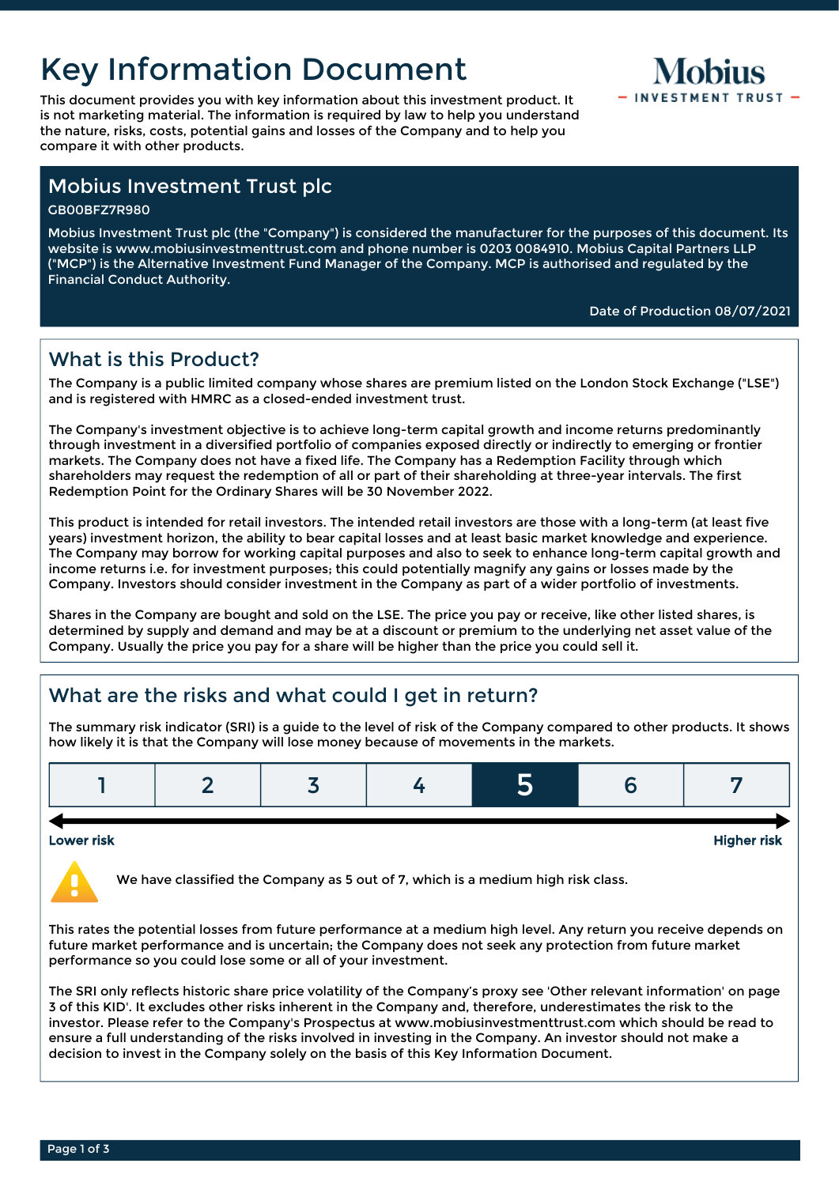# Key Information Document

This document provides you with key information about this investment product. It is not marketing material. The information is required by law to help you understand the nature, risks, costs, potential gains and losses of the Company and to help you compare it with other products.

Mobius
— INVESTMENT TRUST —

## Mobius Investment Trust plc

GB00BFZ7R980

Mobius Investment Trust plc (the "Company") is considered the manufacturer for the purposes of this document. Its website is www.mobiusinvestmenttrust.com and phone number is 0203 0084910. Mobius Capital Partners LLP ("MCP") is the Alternative Investment Fund Manager of the Company. MCP is authorised and regulated by the Financial Conduct Authority.

Date of Production 08/07/2021

## What is this Product?

The Company is a public limited company whose shares are premium listed on the London Stock Exchange ("LSE") and is registered with HMRC as a closed-ended investment trust.

The Company's investment objective is to achieve long-term capital growth and income returns predominantly through investment in a diversified portfolio of companies exposed directly or indirectly to emerging or frontier markets. The Company does not have a fixed life. The Company has a Redemption Facility through which shareholders may request the redemption of all or part of their shareholding at three-year intervals. The first Redemption Point for the Ordinary Shares will be 30 November 2022.

This product is intended for retail investors. The intended retail investors are those with a long-term (at least five years) investment horizon, the ability to bear capital losses and at least basic market knowledge and experience. The Company may borrow for working capital purposes and also to seek to enhance long-term capital growth and income returns i.e. for investment purposes; this could potentially magnify any gains or losses made by the Company. Investors should consider investment in the Company as part of a wider portfolio of investments.

Shares in the Company are bought and sold on the LSE. The price you pay or receive, like other listed shares, is determined by supply and demand and may be at a discount or premium to the underlying net asset value of the Company. Usually the price you pay for a share will be higher than the price you could sell it.

## What are the risks and what could I get in return?

The summary risk indicator (SRI) is a guide to the level of risk of the Company compared to other products. It shows how likely it is that the Company will lose money because of movements in the markets.

| 1 | 2 | 3 | 4 | **5** | 6 | 7 |
|---|---|---|---|---|---|---|

**Lower risk** ← → **Higher risk**

We have classified the Company as 5 out of 7, which is a medium high risk class.

This rates the potential losses from future performance at a medium high level. Any return you receive depends on future market performance and is uncertain; the Company does not seek any protection from future market performance so you could lose some or all of your investment.

The SRI only reflects historic share price volatility of the Company's proxy see 'Other relevant information' on page 3 of this KID'. It excludes other risks inherent in the Company and, therefore, underestimates the risk to the investor. Please refer to the Company's Prospectus at www.mobiusinvestmenttrust.com which should be read to ensure a full understanding of the risks involved in investing in the Company. An investor should not make a decision to invest in the Company solely on the basis of this Key Information Document.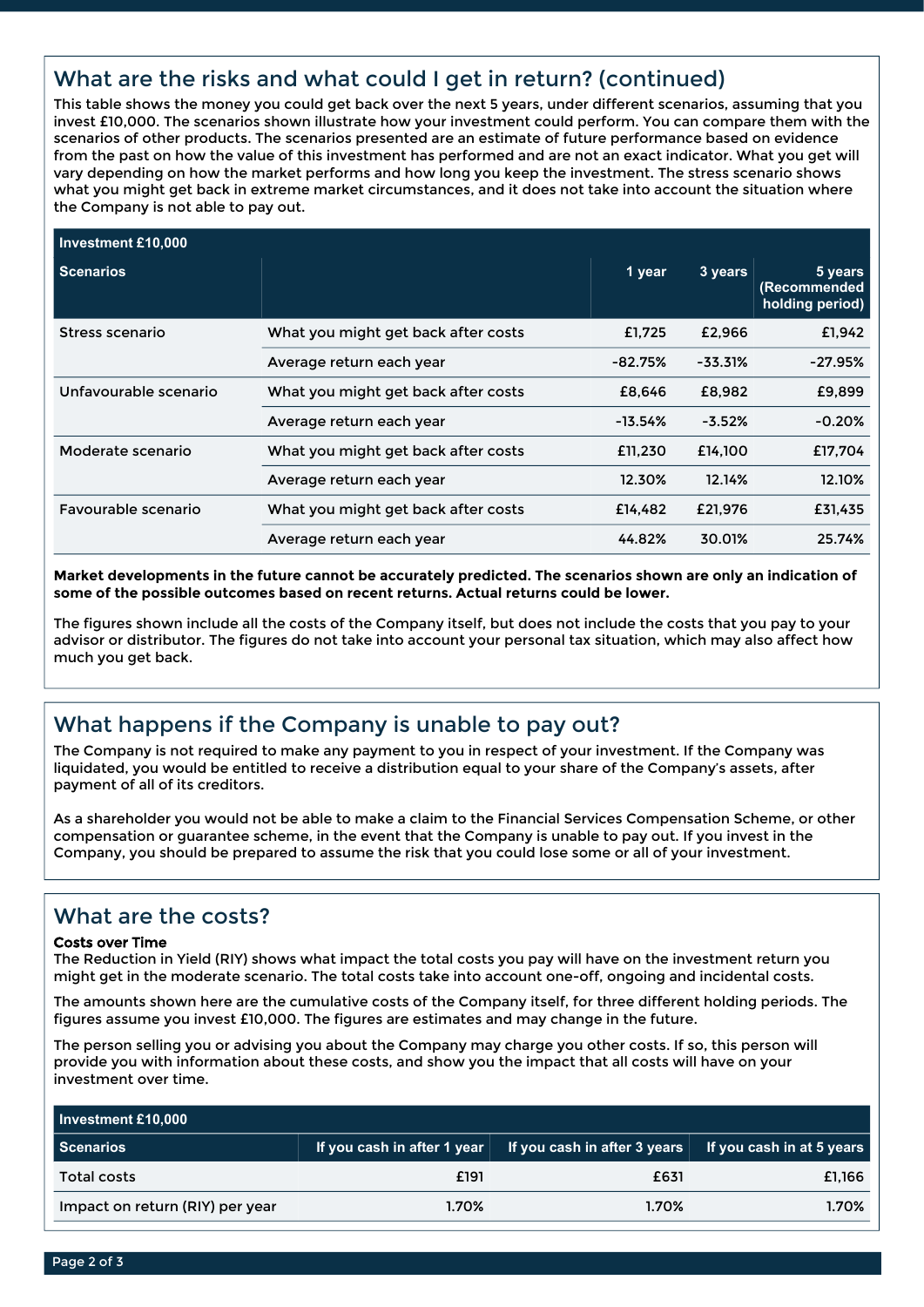## What are the risks and what could I get in return? (continued)

This table shows the money you could get back over the next 5 years, under different scenarios, assuming that you invest £10,000. The scenarios shown illustrate how your investment could perform. You can compare them with the scenarios of other products. The scenarios presented are an estimate of future performance based on evidence from the past on how the value of this investment has performed and are not an exact indicator. What you get will vary depending on how the market performs and how long you keep the investment. The stress scenario shows what you might get back in extreme market circumstances, and it does not take into account the situation where the Company is not able to pay out.

| Investment £10,000 | | | | |
|---|---|---|---|---|
| **Scenarios** | | **1 year** | **3 years** | **5 years (Recommended holding period)** |
| Stress scenario | What you might get back after costs | £1,725 | £2,966 | £1,942 |
| | Average return each year | -82.75% | -33.31% | -27.95% |
| Unfavourable scenario | What you might get back after costs | £8,646 | £8,982 | £9,899 |
| | Average return each year | -13.54% | -3.52% | -0.20% |
| Moderate scenario | What you might get back after costs | £11,230 | £14,100 | £17,704 |
| | Average return each year | 12.30% | 12.14% | 12.10% |
| Favourable scenario | What you might get back after costs | £14,482 | £21,976 | £31,435 |
| | Average return each year | 44.82% | 30.01% | 25.74% |

**Market developments in the future cannot be accurately predicted. The scenarios shown are only an indication of some of the possible outcomes based on recent returns. Actual returns could be lower.**

The figures shown include all the costs of the Company itself, but does not include the costs that you pay to your advisor or distributor. The figures do not take into account your personal tax situation, which may also affect how much you get back.

## What happens if the Company is unable to pay out?

The Company is not required to make any payment to you in respect of your investment. If the Company was liquidated, you would be entitled to receive a distribution equal to your share of the Company's assets, after payment of all of its creditors.

As a shareholder you would not be able to make a claim to the Financial Services Compensation Scheme, or other compensation or guarantee scheme, in the event that the Company is unable to pay out. If you invest in the Company, you should be prepared to assume the risk that you could lose some or all of your investment.

## What are the costs?

**Costs over Time**

The Reduction in Yield (RIY) shows what impact the total costs you pay will have on the investment return you might get in the moderate scenario. The total costs take into account one-off, ongoing and incidental costs.

The amounts shown here are the cumulative costs of the Company itself, for three different holding periods. The figures assume you invest £10,000. The figures are estimates and may change in the future.

The person selling you or advising you about the Company may charge you other costs. If so, this person will provide you with information about these costs, and show you the impact that all costs will have on your investment over time.

| Investment £10,000 | | | |
|---|---|---|---|
| **Scenarios** | **If you cash in after 1 year** | **If you cash in after 3 years** | **If you cash in at 5 years** |
| Total costs | £191 | £631 | £1,166 |
| Impact on return (RIY) per year | 1.70% | 1.70% | 1.70% |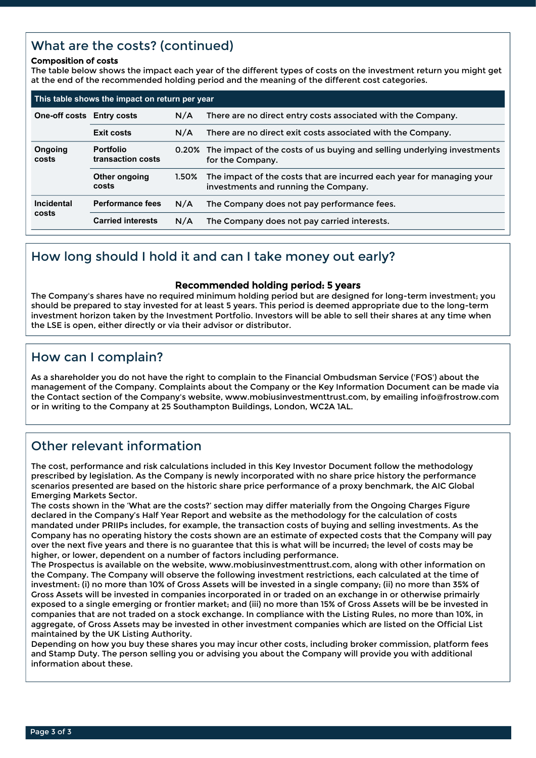## What are the costs? (continued)

**Composition of costs**

The table below shows the impact each year of the different types of costs on the investment return you might get at the end of the recommended holding period and the meaning of the different cost categories.

| This table shows the impact on return per year | | | |
|---|---|---|---|
| **One-off costs** | **Entry costs** | N/A | There are no direct entry costs associated with the Company. |
| | **Exit costs** | N/A | There are no direct exit costs associated with the Company. |
| **Ongoing costs** | **Portfolio transaction costs** | 0.20% | The impact of the costs of us buying and selling underlying investments for the Company. |
| | **Other ongoing costs** | 1.50% | The impact of the costs that are incurred each year for managing your investments and running the Company. |
| **Incidental costs** | **Performance fees** | N/A | The Company does not pay performance fees. |
| | **Carried interests** | N/A | The Company does not pay carried interests. |

## How long should I hold it and can I take money out early?

**Recommended holding period: 5 years**

The Company's shares have no required minimum holding period but are designed for long-term investment; you should be prepared to stay invested for at least 5 years. This period is deemed appropriate due to the long-term investment horizon taken by the Investment Portfolio. Investors will be able to sell their shares at any time when the LSE is open, either directly or via their advisor or distributor.

## How can I complain?

As a shareholder you do not have the right to complain to the Financial Ombudsman Service ('FOS') about the management of the Company. Complaints about the Company or the Key Information Document can be made via the Contact section of the Company's website, www.mobiusinvestmenttrust.com, by emailing info@frostrow.com or in writing to the Company at 25 Southampton Buildings, London, WC2A 1AL.

## Other relevant information

The cost, performance and risk calculations included in this Key Investor Document follow the methodology prescribed by legislation. As the Company is newly incorporated with no share price history the performance scenarios presented are based on the historic share price performance of a proxy benchmark, the AIC Global Emerging Markets Sector.

The costs shown in the 'What are the costs?' section may differ materially from the Ongoing Charges Figure declared in the Company's Half Year Report and website as the methodology for the calculation of costs mandated under PRIIPs includes, for example, the transaction costs of buying and selling investments. As the Company has no operating history the costs shown are an estimate of expected costs that the Company will pay over the next five years and there is no guarantee that this is what will be incurred; the level of costs may be higher, or lower, dependent on a number of factors including performance.

The Prospectus is available on the website, www.mobiusinvestmenttrust.com, along with other information on the Company. The Company will observe the following investment restrictions, each calculated at the time of investment: (i) no more than 10% of Gross Assets will be invested in a single company; (ii) no more than 35% of Gross Assets will be invested in companies incorporated in or traded on an exchange in or otherwise primairly exposed to a single emerging or frontier market; and (iii) no more than 15% of Gross Assets will be invested in companies that are not traded on a stock exchange. In compliance with the Listing Rules, no more than 10%, in aggregate, of Gross Assets may be invested in other investment companies which are listed on the Official List maintained by the UK Listing Authority.

Depending on how you buy these shares you may incur other costs, including broker commission, platform fees and Stamp Duty. The person selling you or advising you about the Company will provide you with additional information about these.